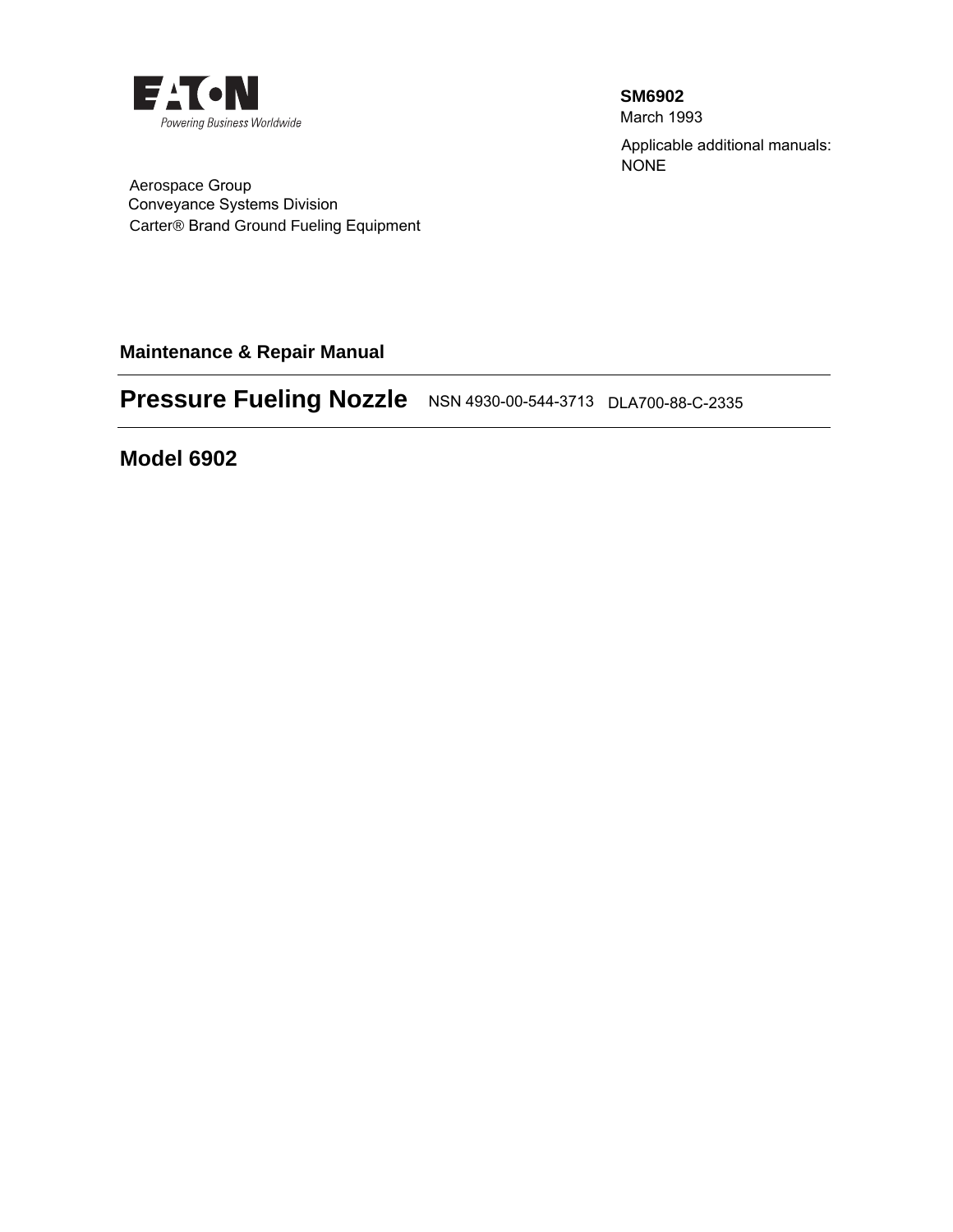EATON

Powering Business Worldwide

**SM6902**
March 1993

Applicable additional manuals:
NONE

Aerospace Group
Conveyance Systems Division
Carter® Brand Ground Fueling Equipment

## Maintenance & Repair Manual

# Pressure Fueling Nozzle NSN 4930-00-544-3713 DLA700-88-C-2335

## Model 6902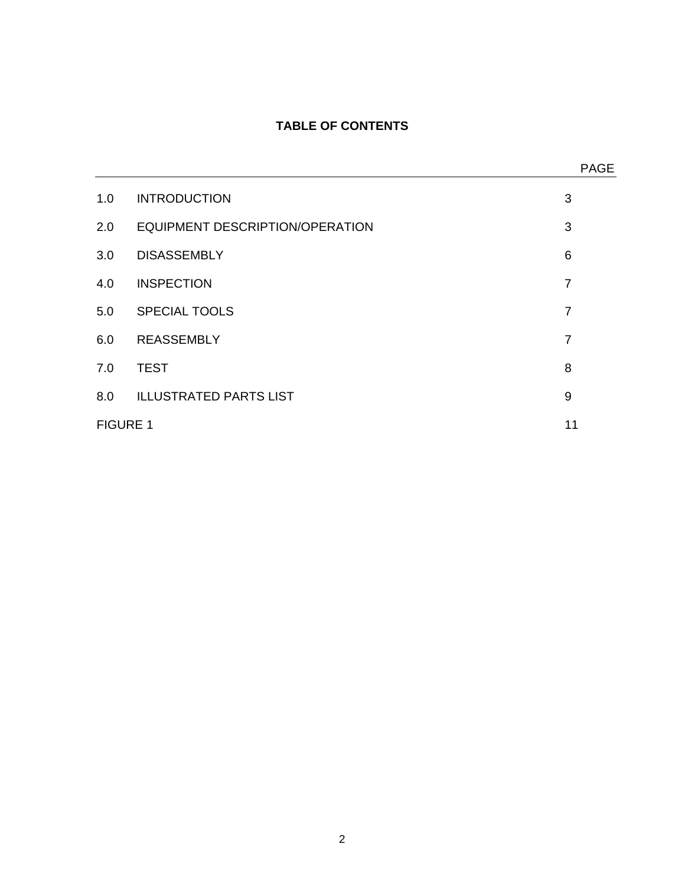**TABLE OF CONTENTS**

| | | PAGE |
|---|---|---|
| 1.0 | INTRODUCTION | 3 |
| 2.0 | EQUIPMENT DESCRIPTION/OPERATION | 3 |
| 3.0 | DISASSEMBLY | 6 |
| 4.0 | INSPECTION | 7 |
| 5.0 | SPECIAL TOOLS | 7 |
| 6.0 | REASSEMBLY | 7 |
| 7.0 | TEST | 8 |
| 8.0 | ILLUSTRATED PARTS LIST | 9 |
| FIGURE 1 | | 11 |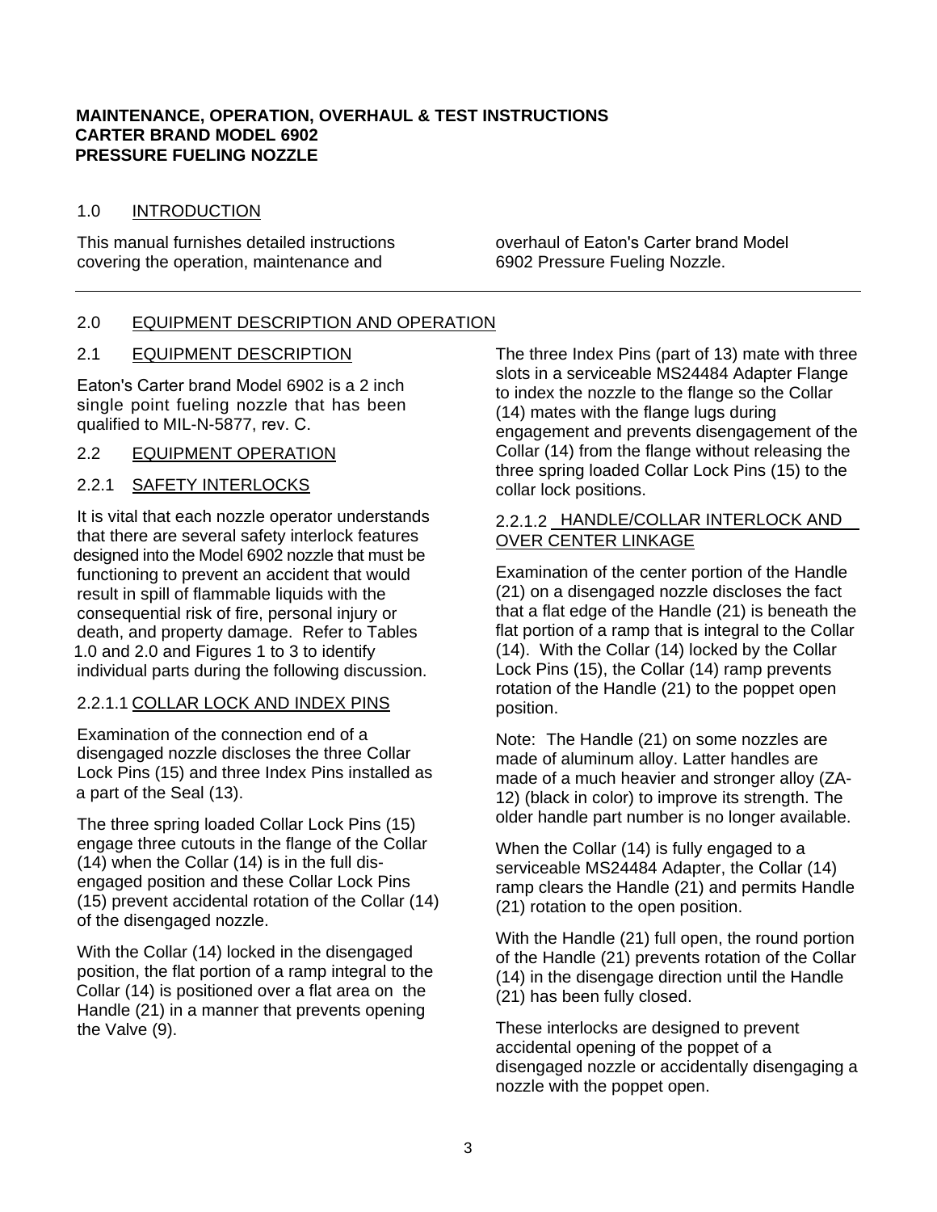**MAINTENANCE, OPERATION, OVERHAUL & TEST INSTRUCTIONS**
**CARTER BRAND MODEL 6902**
**PRESSURE FUELING NOZZLE**

## 1.0 INTRODUCTION

This manual furnishes detailed instructions covering the operation, maintenance and overhaul of Eaton's Carter brand Model 6902 Pressure Fueling Nozzle.

---

## 2.0 EQUIPMENT DESCRIPTION AND OPERATION

### 2.1 EQUIPMENT DESCRIPTION

Eaton's Carter brand Model 6902 is a 2 inch single point fueling nozzle that has been qualified to MIL-N-5877, rev. C.

### 2.2 EQUIPMENT OPERATION

#### 2.2.1 SAFETY INTERLOCKS

It is vital that each nozzle operator understands that there are several safety interlock features designed into the Model 6902 nozzle that must be functioning to prevent an accident that would result in spill of flammable liquids with the consequential risk of fire, personal injury or death, and property damage. Refer to Tables 1.0 and 2.0 and Figures 1 to 3 to identify individual parts during the following discussion.

#### 2.2.1.1 COLLAR LOCK AND INDEX PINS

Examination of the connection end of a disengaged nozzle discloses the three Collar Lock Pins (15) and three Index Pins installed as a part of the Seal (13).

The three spring loaded Collar Lock Pins (15) engage three cutouts in the flange of the Collar (14) when the Collar (14) is in the full dis-engaged position and these Collar Lock Pins (15) prevent accidental rotation of the Collar (14) of the disengaged nozzle.

With the Collar (14) locked in the disengaged position, the flat portion of a ramp integral to the Collar (14) is positioned over a flat area on the Handle (21) in a manner that prevents opening the Valve (9).

The three Index Pins (part of 13) mate with three slots in a serviceable MS24484 Adapter Flange to index the nozzle to the flange so the Collar (14) mates with the flange lugs during engagement and prevents disengagement of the Collar (14) from the flange without releasing the three spring loaded Collar Lock Pins (15) to the collar lock positions.

#### 2.2.1.2 HANDLE/COLLAR INTERLOCK AND OVER CENTER LINKAGE

Examination of the center portion of the Handle (21) on a disengaged nozzle discloses the fact that a flat edge of the Handle (21) is beneath the flat portion of a ramp that is integral to the Collar (14). With the Collar (14) locked by the Collar Lock Pins (15), the Collar (14) ramp prevents rotation of the Handle (21) to the poppet open position.

Note: The Handle (21) on some nozzles are made of aluminum alloy. Latter handles are made of a much heavier and stronger alloy (ZA-12) (black in color) to improve its strength. The older handle part number is no longer available.

When the Collar (14) is fully engaged to a serviceable MS24484 Adapter, the Collar (14) ramp clears the Handle (21) and permits Handle (21) rotation to the open position.

With the Handle (21) full open, the round portion of the Handle (21) prevents rotation of the Collar (14) in the disengage direction until the Handle (21) has been fully closed.

These interlocks are designed to prevent accidental opening of the poppet of a disengaged nozzle or accidentally disengaging a nozzle with the poppet open.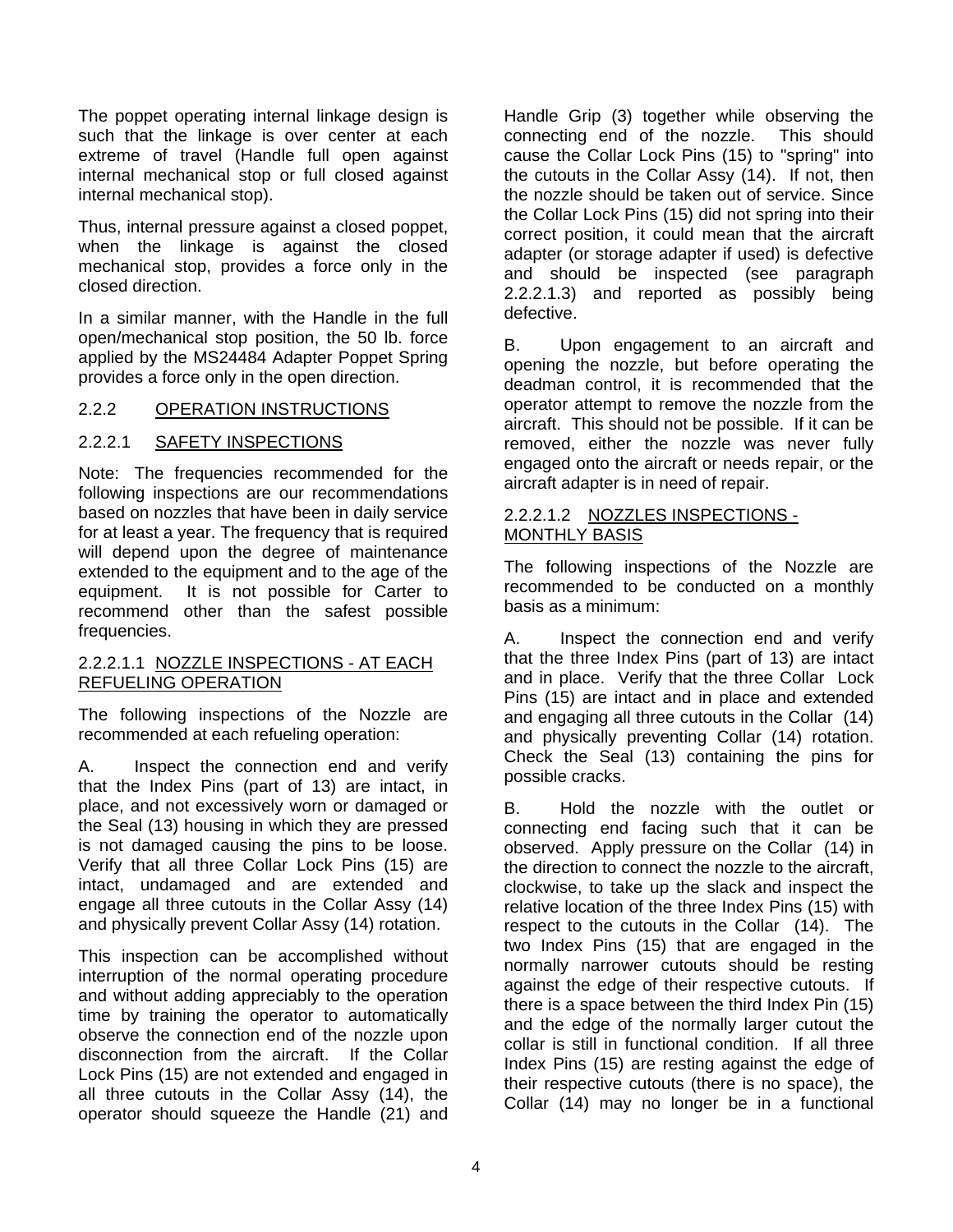The poppet operating internal linkage design is such that the linkage is over center at each extreme of travel (Handle full open against internal mechanical stop or full closed against internal mechanical stop).

Thus, internal pressure against a closed poppet, when the linkage is against the closed mechanical stop, provides a force only in the closed direction.

In a similar manner, with the Handle in the full open/mechanical stop position, the 50 lb. force applied by the MS24484 Adapter Poppet Spring provides a force only in the open direction.

## 2.2.2 OPERATION INSTRUCTIONS

### 2.2.2.1 SAFETY INSPECTIONS

Note: The frequencies recommended for the following inspections are our recommendations based on nozzles that have been in daily service for at least a year. The frequency that is required will depend upon the degree of maintenance extended to the equipment and to the age of the equipment. It is not possible for Carter to recommend other than the safest possible frequencies.

#### 2.2.2.1.1 NOZZLE INSPECTIONS - AT EACH REFUELING OPERATION

The following inspections of the Nozzle are recommended at each refueling operation:

A. Inspect the connection end and verify that the Index Pins (part of 13) are intact, in place, and not excessively worn or damaged or the Seal (13) housing in which they are pressed is not damaged causing the pins to be loose. Verify that all three Collar Lock Pins (15) are intact, undamaged and are extended and engage all three cutouts in the Collar Assy (14) and physically prevent Collar Assy (14) rotation.

This inspection can be accomplished without interruption of the normal operating procedure and without adding appreciably to the operation time by training the operator to automatically observe the connection end of the nozzle upon disconnection from the aircraft. If the Collar Lock Pins (15) are not extended and engaged in all three cutouts in the Collar Assy (14), the operator should squeeze the Handle (21) and Handle Grip (3) together while observing the connecting end of the nozzle. This should cause the Collar Lock Pins (15) to "spring" into the cutouts in the Collar Assy (14). If not, then the nozzle should be taken out of service. Since the Collar Lock Pins (15) did not spring into their correct position, it could mean that the aircraft adapter (or storage adapter if used) is defective and should be inspected (see paragraph 2.2.2.1.3) and reported as possibly being defective.

B. Upon engagement to an aircraft and opening the nozzle, but before operating the deadman control, it is recommended that the operator attempt to remove the nozzle from the aircraft. This should not be possible. If it can be removed, either the nozzle was never fully engaged onto the aircraft or needs repair, or the aircraft adapter is in need of repair.

#### 2.2.2.1.2 NOZZLES INSPECTIONS - MONTHLY BASIS

The following inspections of the Nozzle are recommended to be conducted on a monthly basis as a minimum:

A. Inspect the connection end and verify that the three Index Pins (part of 13) are intact and in place. Verify that the three Collar Lock Pins (15) are intact and in place and extended and engaging all three cutouts in the Collar (14) and physically preventing Collar (14) rotation. Check the Seal (13) containing the pins for possible cracks.

B. Hold the nozzle with the outlet or connecting end facing such that it can be observed. Apply pressure on the Collar (14) in the direction to connect the nozzle to the aircraft, clockwise, to take up the slack and inspect the relative location of the three Index Pins (15) with respect to the cutouts in the Collar (14). The two Index Pins (15) that are engaged in the normally narrower cutouts should be resting against the edge of their respective cutouts. If there is a space between the third Index Pin (15) and the edge of the normally larger cutout the collar is still in functional condition. If all three Index Pins (15) are resting against the edge of their respective cutouts (there is no space), the Collar (14) may no longer be in a functional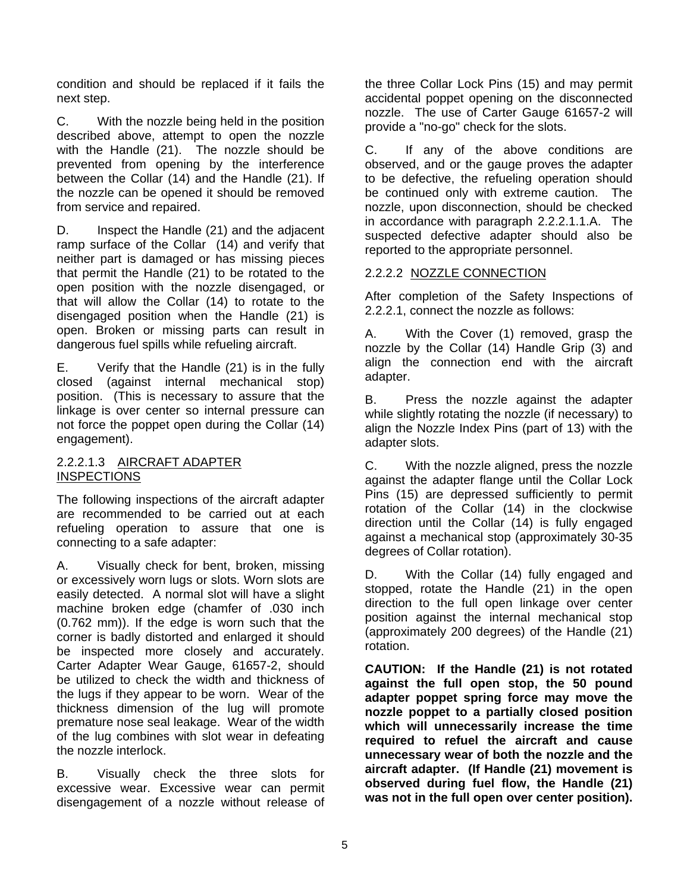condition and should be replaced if it fails the next step.

C. With the nozzle being held in the position described above, attempt to open the nozzle with the Handle (21). The nozzle should be prevented from opening by the interference between the Collar (14) and the Handle (21). If the nozzle can be opened it should be removed from service and repaired.

D. Inspect the Handle (21) and the adjacent ramp surface of the Collar (14) and verify that neither part is damaged or has missing pieces that permit the Handle (21) to be rotated to the open position with the nozzle disengaged, or that will allow the Collar (14) to rotate to the disengaged position when the Handle (21) is open. Broken or missing parts can result in dangerous fuel spills while refueling aircraft.

E. Verify that the Handle (21) is in the fully closed (against internal mechanical stop) position. (This is necessary to assure that the linkage is over center so internal pressure can not force the poppet open during the Collar (14) engagement).

2.2.2.1.3 AIRCRAFT ADAPTER INSPECTIONS

The following inspections of the aircraft adapter are recommended to be carried out at each refueling operation to assure that one is connecting to a safe adapter:

A. Visually check for bent, broken, missing or excessively worn lugs or slots. Worn slots are easily detected. A normal slot will have a slight machine broken edge (chamfer of .030 inch (0.762 mm)). If the edge is worn such that the corner is badly distorted and enlarged it should be inspected more closely and accurately. Carter Adapter Wear Gauge, 61657-2, should be utilized to check the width and thickness of the lugs if they appear to be worn. Wear of the thickness dimension of the lug will promote premature nose seal leakage. Wear of the width of the lug combines with slot wear in defeating the nozzle interlock.

B. Visually check the three slots for excessive wear. Excessive wear can permit disengagement of a nozzle without release of the three Collar Lock Pins (15) and may permit accidental poppet opening on the disconnected nozzle. The use of Carter Gauge 61657-2 will provide a "no-go" check for the slots.

C. If any of the above conditions are observed, and or the gauge proves the adapter to be defective, the refueling operation should be continued only with extreme caution. The nozzle, upon disconnection, should be checked in accordance with paragraph 2.2.2.1.1.A. The suspected defective adapter should also be reported to the appropriate personnel.

2.2.2.2 NOZZLE CONNECTION

After completion of the Safety Inspections of 2.2.2.1, connect the nozzle as follows:

A. With the Cover (1) removed, grasp the nozzle by the Collar (14) Handle Grip (3) and align the connection end with the aircraft adapter.

B. Press the nozzle against the adapter while slightly rotating the nozzle (if necessary) to align the Nozzle Index Pins (part of 13) with the adapter slots.

C. With the nozzle aligned, press the nozzle against the adapter flange until the Collar Lock Pins (15) are depressed sufficiently to permit rotation of the Collar (14) in the clockwise direction until the Collar (14) is fully engaged against a mechanical stop (approximately 30-35 degrees of Collar rotation).

D. With the Collar (14) fully engaged and stopped, rotate the Handle (21) in the open direction to the full open linkage over center position against the internal mechanical stop (approximately 200 degrees) of the Handle (21) rotation.

**CAUTION: If the Handle (21) is not rotated against the full open stop, the 50 pound adapter poppet spring force may move the nozzle poppet to a partially closed position which will unnecessarily increase the time required to refuel the aircraft and cause unnecessary wear of both the nozzle and the aircraft adapter. (If Handle (21) movement is observed during fuel flow, the Handle (21) was not in the full open over center position).**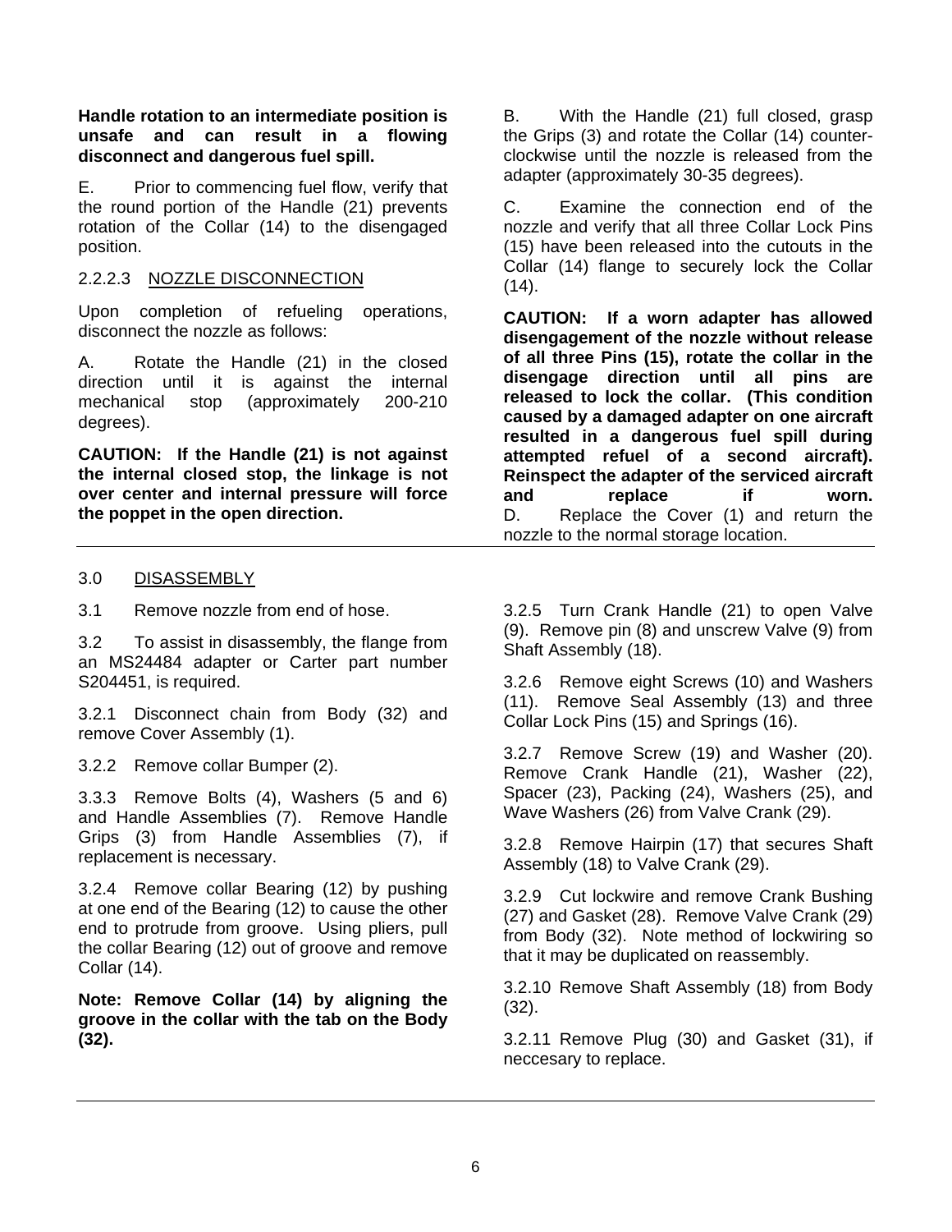**Handle rotation to an intermediate position is unsafe and can result in a flowing disconnect and dangerous fuel spill.**

E. Prior to commencing fuel flow, verify that the round portion of the Handle (21) prevents rotation of the Collar (14) to the disengaged position.

2.2.2.3 NOZZLE DISCONNECTION

Upon completion of refueling operations, disconnect the nozzle as follows:

A. Rotate the Handle (21) in the closed direction until it is against the internal mechanical stop (approximately 200-210 degrees).

**CAUTION: If the Handle (21) is not against the internal closed stop, the linkage is not over center and internal pressure will force the poppet in the open direction.**

B. With the Handle (21) full closed, grasp the Grips (3) and rotate the Collar (14) counter-clockwise until the nozzle is released from the adapter (approximately 30-35 degrees).

C. Examine the connection end of the nozzle and verify that all three Collar Lock Pins (15) have been released into the cutouts in the Collar (14) flange to securely lock the Collar (14).

**CAUTION: If a worn adapter has allowed disengagement of the nozzle without release of all three Pins (15), rotate the collar in the disengage direction until all pins are released to lock the collar. (This condition caused by a damaged adapter on one aircraft resulted in a dangerous fuel spill during attempted refuel of a second aircraft). Reinspect the adapter of the serviced aircraft and replace if worn.**

D. Replace the Cover (1) and return the nozzle to the normal storage location.

## 3.0 DISASSEMBLY

3.1 Remove nozzle from end of hose.

3.2 To assist in disassembly, the flange from an MS24484 adapter or Carter part number S204451, is required.

3.2.1 Disconnect chain from Body (32) and remove Cover Assembly (1).

3.2.2 Remove collar Bumper (2).

3.3.3 Remove Bolts (4), Washers (5 and 6) and Handle Assemblies (7). Remove Handle Grips (3) from Handle Assemblies (7), if replacement is necessary.

3.2.4 Remove collar Bearing (12) by pushing at one end of the Bearing (12) to cause the other end to protrude from groove. Using pliers, pull the collar Bearing (12) out of groove and remove Collar (14).

**Note: Remove Collar (14) by aligning the groove in the collar with the tab on the Body (32).**

3.2.5 Turn Crank Handle (21) to open Valve (9). Remove pin (8) and unscrew Valve (9) from Shaft Assembly (18).

3.2.6 Remove eight Screws (10) and Washers (11). Remove Seal Assembly (13) and three Collar Lock Pins (15) and Springs (16).

3.2.7 Remove Screw (19) and Washer (20). Remove Crank Handle (21), Washer (22), Spacer (23), Packing (24), Washers (25), and Wave Washers (26) from Valve Crank (29).

3.2.8 Remove Hairpin (17) that secures Shaft Assembly (18) to Valve Crank (29).

3.2.9 Cut lockwire and remove Crank Bushing (27) and Gasket (28). Remove Valve Crank (29) from Body (32). Note method of lockwiring so that it may be duplicated on reassembly.

3.2.10 Remove Shaft Assembly (18) from Body (32).

3.2.11 Remove Plug (30) and Gasket (31), if neccesary to replace.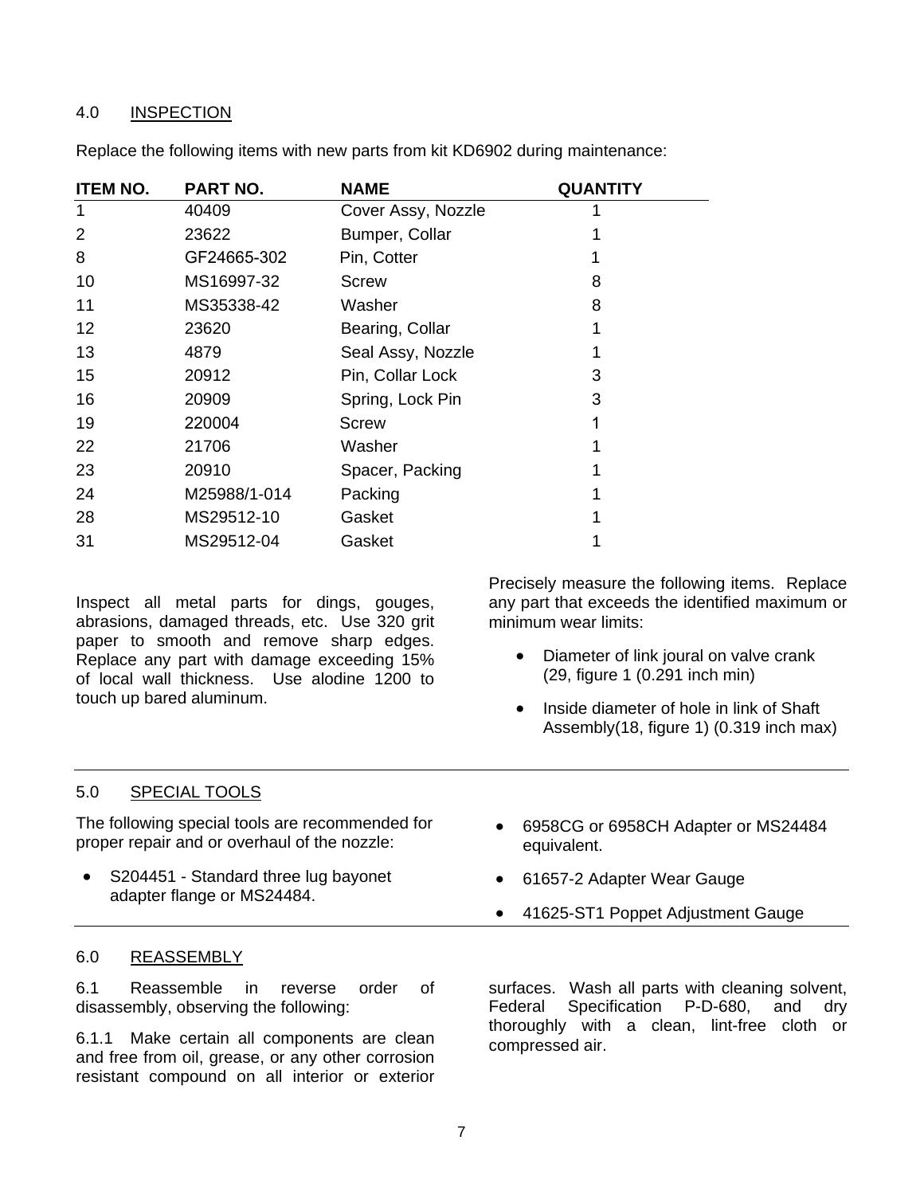## 4.0 INSPECTION

Replace the following items with new parts from kit KD6902 during maintenance:

| ITEM NO. | PART NO. | NAME | QUANTITY |
|---|---|---|---|
| 1 | 40409 | Cover Assy, Nozzle | 1 |
| 2 | 23622 | Bumper, Collar | 1 |
| 8 | GF24665-302 | Pin, Cotter | 1 |
| 10 | MS16997-32 | Screw | 8 |
| 11 | MS35338-42 | Washer | 8 |
| 12 | 23620 | Bearing, Collar | 1 |
| 13 | 4879 | Seal Assy, Nozzle | 1 |
| 15 | 20912 | Pin, Collar Lock | 3 |
| 16 | 20909 | Spring, Lock Pin | 3 |
| 19 | 220004 | Screw | 1 |
| 22 | 21706 | Washer | 1 |
| 23 | 20910 | Spacer, Packing | 1 |
| 24 | M25988/1-014 | Packing | 1 |
| 28 | MS29512-10 | Gasket | 1 |
| 31 | MS29512-04 | Gasket | 1 |

Inspect all metal parts for dings, gouges, abrasions, damaged threads, etc. Use 320 grit paper to smooth and remove sharp edges. Replace any part with damage exceeding 15% of local wall thickness. Use alodine 1200 to touch up bared aluminum.

Precisely measure the following items. Replace any part that exceeds the identified maximum or minimum wear limits:

- Diameter of link joural on valve crank (29, figure 1 (0.291 inch min)
- Inside diameter of hole in link of Shaft Assembly(18, figure 1) (0.319 inch max)

## 5.0 SPECIAL TOOLS

The following special tools are recommended for proper repair and or overhaul of the nozzle:

- S204451 - Standard three lug bayonet adapter flange or MS24484.
- 6958CG or 6958CH Adapter or MS24484 equivalent.
- 61657-2 Adapter Wear Gauge
- 41625-ST1 Poppet Adjustment Gauge

## 6.0 REASSEMBLY

6.1 Reassemble in reverse order of disassembly, observing the following:

6.1.1 Make certain all components are clean and free from oil, grease, or any other corrosion resistant compound on all interior or exterior surfaces. Wash all parts with cleaning solvent, Federal Specification P-D-680, and dry thoroughly with a clean, lint-free cloth or compressed air.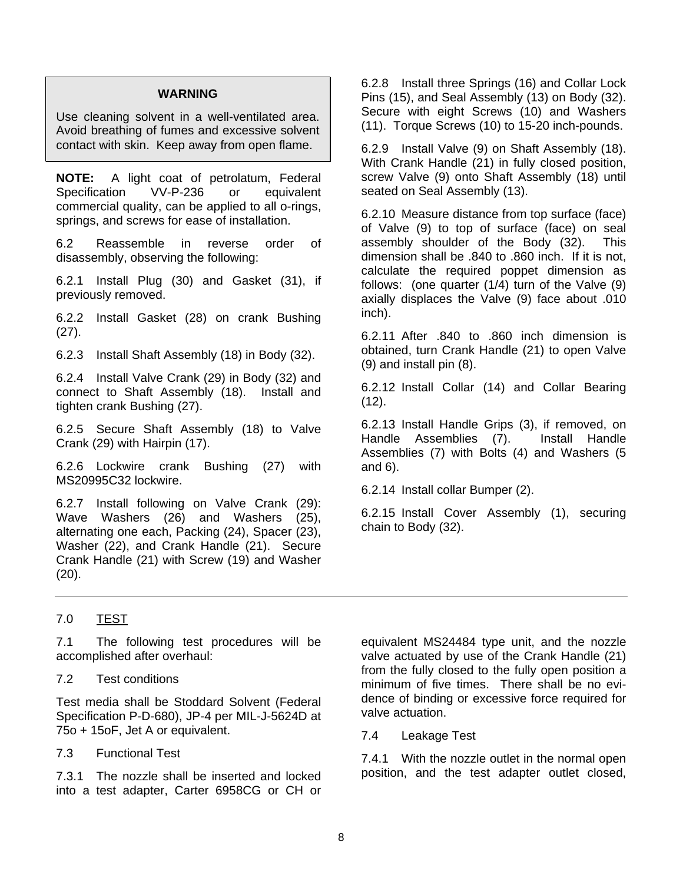> **WARNING**
>
> Use cleaning solvent in a well-ventilated area. Avoid breathing of fumes and excessive solvent contact with skin. Keep away from open flame.

**NOTE:** A light coat of petrolatum, Federal Specification VV-P-236 or equivalent commercial quality, can be applied to all o-rings, springs, and screws for ease of installation.

6.2 Reassemble in reverse order of disassembly, observing the following:

6.2.1 Install Plug (30) and Gasket (31), if previously removed.

6.2.2 Install Gasket (28) on crank Bushing (27).

6.2.3 Install Shaft Assembly (18) in Body (32).

6.2.4 Install Valve Crank (29) in Body (32) and connect to Shaft Assembly (18). Install and tighten crank Bushing (27).

6.2.5 Secure Shaft Assembly (18) to Valve Crank (29) with Hairpin (17).

6.2.6 Lockwire crank Bushing (27) with MS20995C32 lockwire.

6.2.7 Install following on Valve Crank (29): Wave Washers (26) and Washers (25), alternating one each, Packing (24), Spacer (23), Washer (22), and Crank Handle (21). Secure Crank Handle (21) with Screw (19) and Washer (20).

6.2.8 Install three Springs (16) and Collar Lock Pins (15), and Seal Assembly (13) on Body (32). Secure with eight Screws (10) and Washers (11). Torque Screws (10) to 15-20 inch-pounds.

6.2.9 Install Valve (9) on Shaft Assembly (18). With Crank Handle (21) in fully closed position, screw Valve (9) onto Shaft Assembly (18) until seated on Seal Assembly (13).

6.2.10 Measure distance from top surface (face) of Valve (9) to top of surface (face) on seal assembly shoulder of the Body (32). This dimension shall be .840 to .860 inch. If it is not, calculate the required poppet dimension as follows: (one quarter (1/4) turn of the Valve (9) axially displaces the Valve (9) face about .010 inch).

6.2.11 After .840 to .860 inch dimension is obtained, turn Crank Handle (21) to open Valve (9) and install pin (8).

6.2.12 Install Collar (14) and Collar Bearing (12).

6.2.13 Install Handle Grips (3), if removed, on Handle Assemblies (7). Install Handle Assemblies (7) with Bolts (4) and Washers (5 and 6).

6.2.14 Install collar Bumper (2).

6.2.15 Install Cover Assembly (1), securing chain to Body (32).

---

## 7.0 TEST

7.1 The following test procedures will be accomplished after overhaul:

7.2 Test conditions

Test media shall be Stoddard Solvent (Federal Specification P-D-680), JP-4 per MIL-J-5624D at 75o + 15oF, Jet A or equivalent.

7.3 Functional Test

7.3.1 The nozzle shall be inserted and locked into a test adapter, Carter 6958CG or CH or equivalent MS24484 type unit, and the nozzle valve actuated by use of the Crank Handle (21) from the fully closed to the fully open position a minimum of five times. There shall be no evidence of binding or excessive force required for valve actuation.

7.4 Leakage Test

7.4.1 With the nozzle outlet in the normal open position, and the test adapter outlet closed,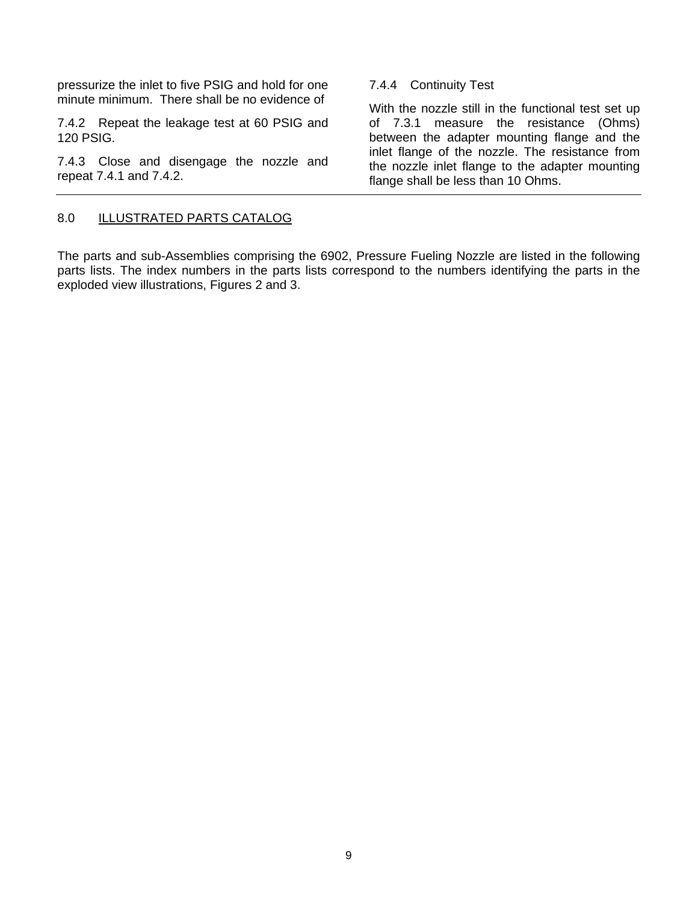pressurize the inlet to five PSIG and hold for one minute minimum. There shall be no evidence of

7.4.2 Repeat the leakage test at 60 PSIG and 120 PSIG.

7.4.3 Close and disengage the nozzle and repeat 7.4.1 and 7.4.2.

7.4.4 Continuity Test

With the nozzle still in the functional test set up of 7.3.1 measure the resistance (Ohms) between the adapter mounting flange and the inlet flange of the nozzle. The resistance from the nozzle inlet flange to the adapter mounting flange shall be less than 10 Ohms.

## 8.0 ILLUSTRATED PARTS CATALOG

The parts and sub-Assemblies comprising the 6902, Pressure Fueling Nozzle are listed in the following parts lists. The index numbers in the parts lists correspond to the numbers identifying the parts in the exploded view illustrations, Figures 2 and 3.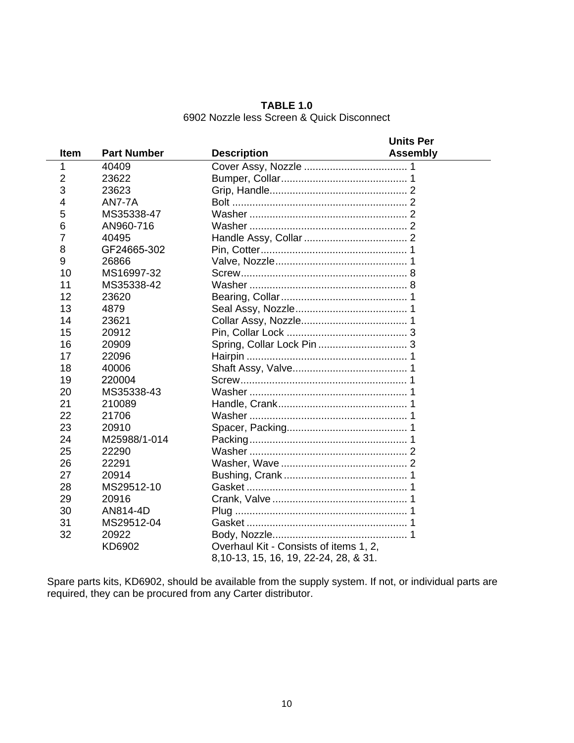**TABLE 1.0**

6902 Nozzle less Screen & Quick Disconnect

| Item | Part Number | Description | Units Per Assembly |
|---|---|---|---|
| 1 | 40409 | Cover Assy, Nozzle | 1 |
| 2 | 23622 | Bumper, Collar | 1 |
| 3 | 23623 | Grip, Handle | 2 |
| 4 | AN7-7A | Bolt | 2 |
| 5 | MS35338-47 | Washer | 2 |
| 6 | AN960-716 | Washer | 2 |
| 7 | 40495 | Handle Assy, Collar | 2 |
| 8 | GF24665-302 | Pin, Cotter | 1 |
| 9 | 26866 | Valve, Nozzle | 1 |
| 10 | MS16997-32 | Screw | 8 |
| 11 | MS35338-42 | Washer | 8 |
| 12 | 23620 | Bearing, Collar | 1 |
| 13 | 4879 | Seal Assy, Nozzle | 1 |
| 14 | 23621 | Collar Assy, Nozzle | 1 |
| 15 | 20912 | Pin, Collar Lock | 3 |
| 16 | 20909 | Spring, Collar Lock Pin | 3 |
| 17 | 22096 | Hairpin | 1 |
| 18 | 40006 | Shaft Assy, Valve | 1 |
| 19 | 220004 | Screw | 1 |
| 20 | MS35338-43 | Washer | 1 |
| 21 | 210089 | Handle, Crank | 1 |
| 22 | 21706 | Washer | 1 |
| 23 | 20910 | Spacer, Packing | 1 |
| 24 | M25988/1-014 | Packing | 1 |
| 25 | 22290 | Washer | 2 |
| 26 | 22291 | Washer, Wave | 2 |
| 27 | 20914 | Bushing, Crank | 1 |
| 28 | MS29512-10 | Gasket | 1 |
| 29 | 20916 | Crank, Valve | 1 |
| 30 | AN814-4D | Plug | 1 |
| 31 | MS29512-04 | Gasket | 1 |
| 32 | 20922 | Body, Nozzle | 1 |
| | KD6902 | Overhaul Kit - Consists of items 1, 2, 8,10-13, 15, 16, 19, 22-24, 28, & 31. | |

Spare parts kits, KD6902, should be available from the supply system. If not, or individual parts are required, they can be procured from any Carter distributor.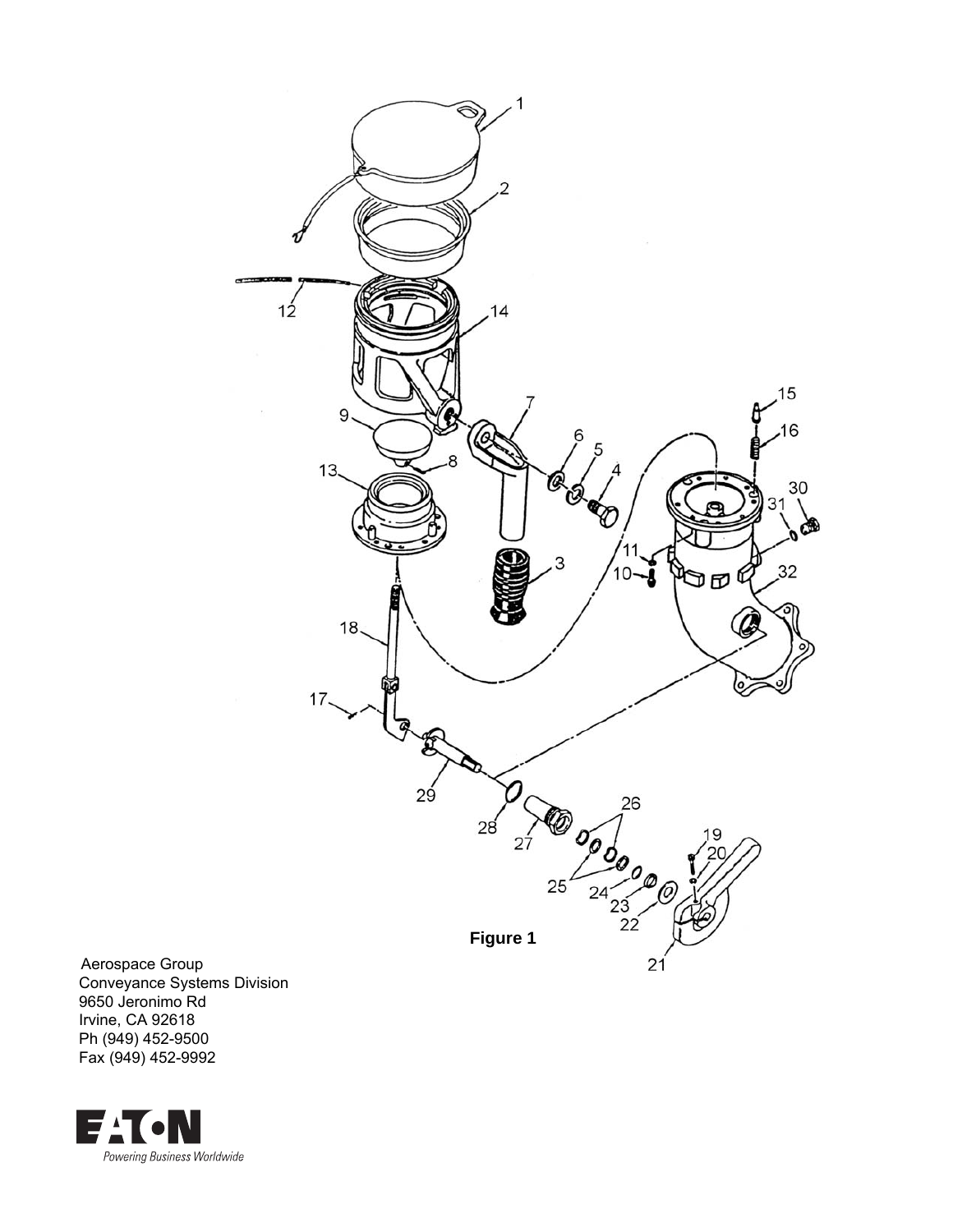1

2

12

14

9

7

6

5

4

8

13

3

15

16

30

31

11

10

32

18

17

29

28

27

26

25

24

23

22

19

20

21

Figure 1

Aerospace Group
Conveyance Systems Division
9650 Jeronimo Rd
Irvine, CA 92618
Ph (949) 452-9500
Fax (949) 452-9992

EATON
Powering Business Worldwide